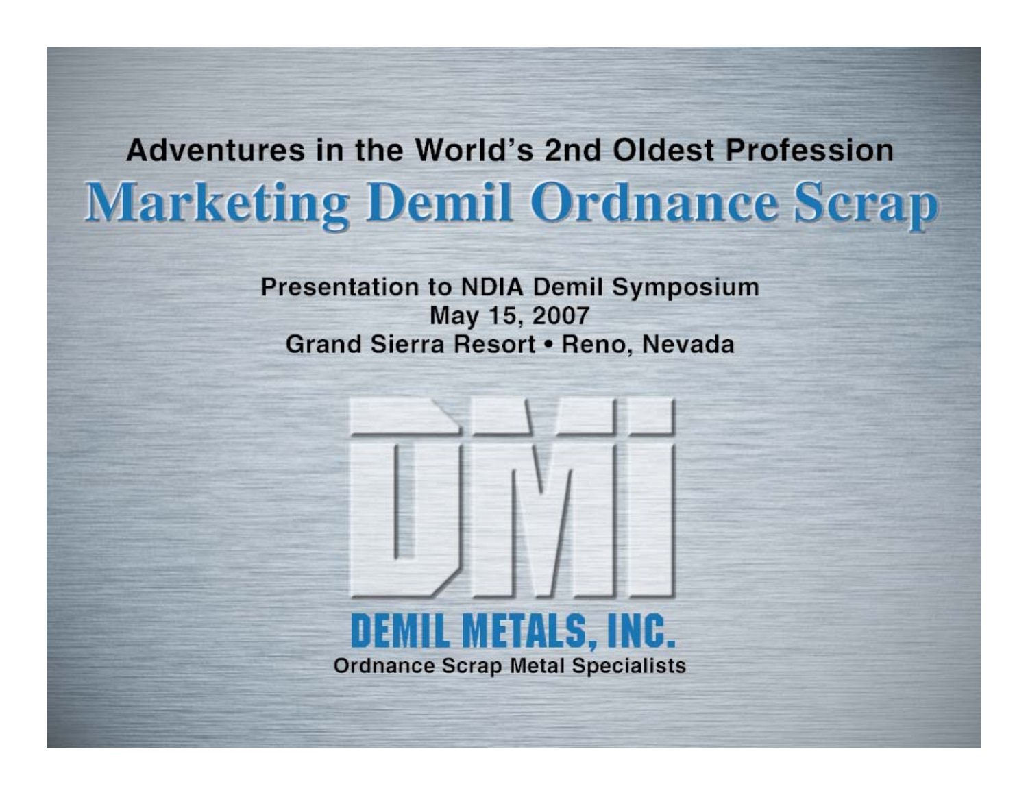## Adventures in the World's 2nd Oldest Profession

# Marketing Demil Ordnance Scrap

**Presentation to NDIA Demil Symposium**
**May 15, 2007**
**Grand Sierra Resort • Reno, Nevada**

**DMI**

**DEMIL METALS, INC.**

**Ordnance Scrap Metal Specialists**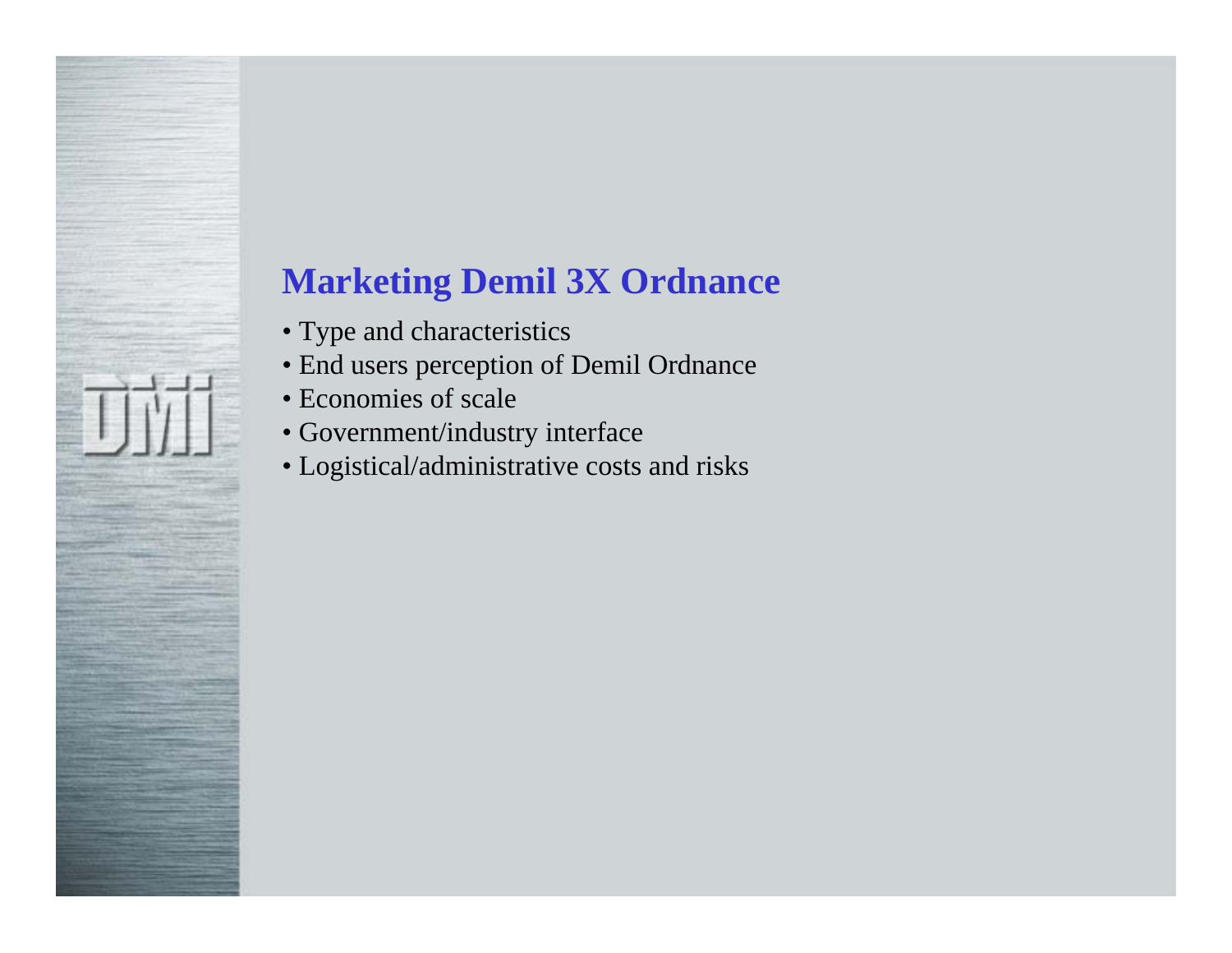## Marketing Demil 3X Ordnance

- Type and characteristics
- End users perception of Demil Ordnance
- Economies of scale
- Government/industry interface
- Logistical/administrative costs and risks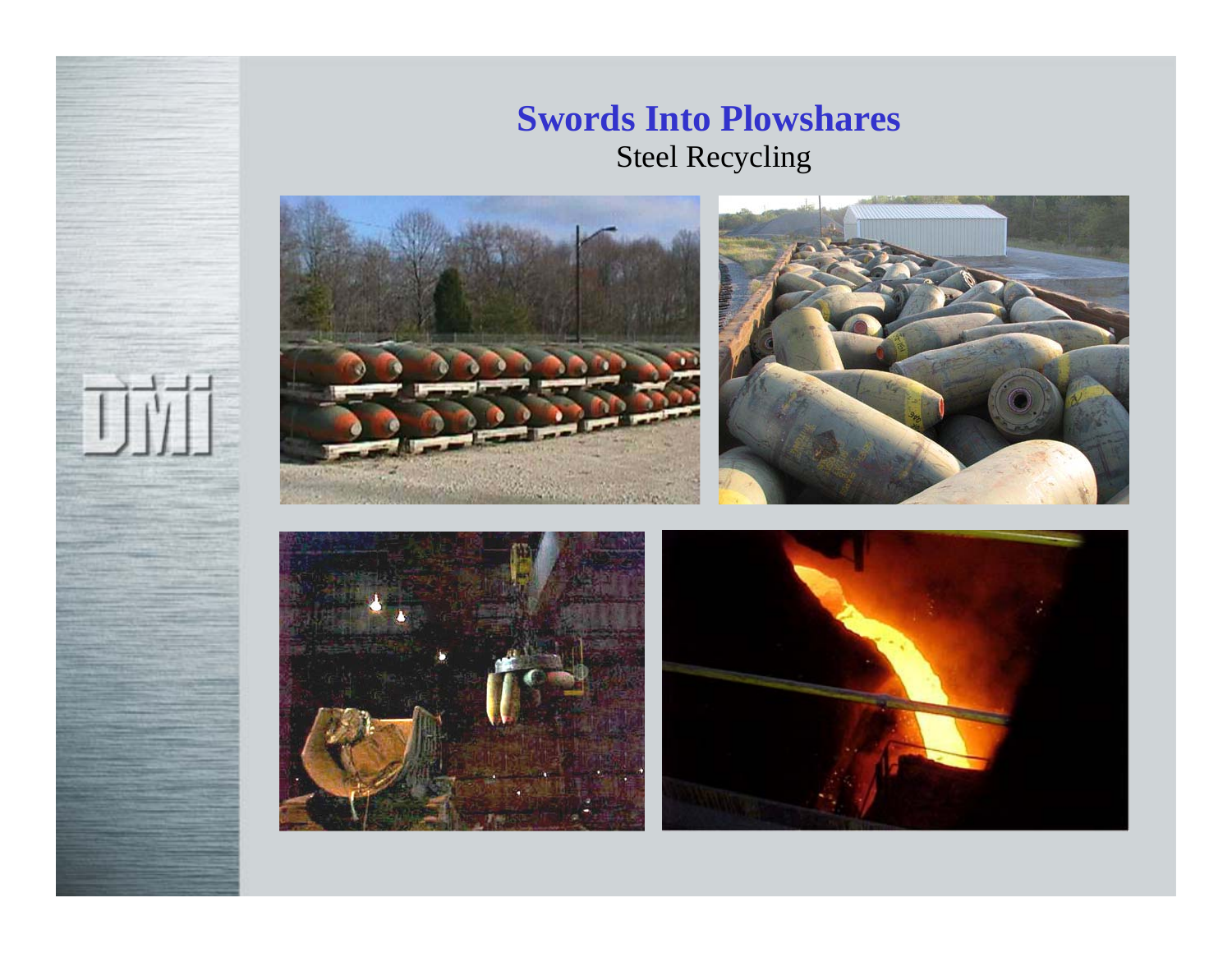# Swords Into Plowshares

Steel Recycling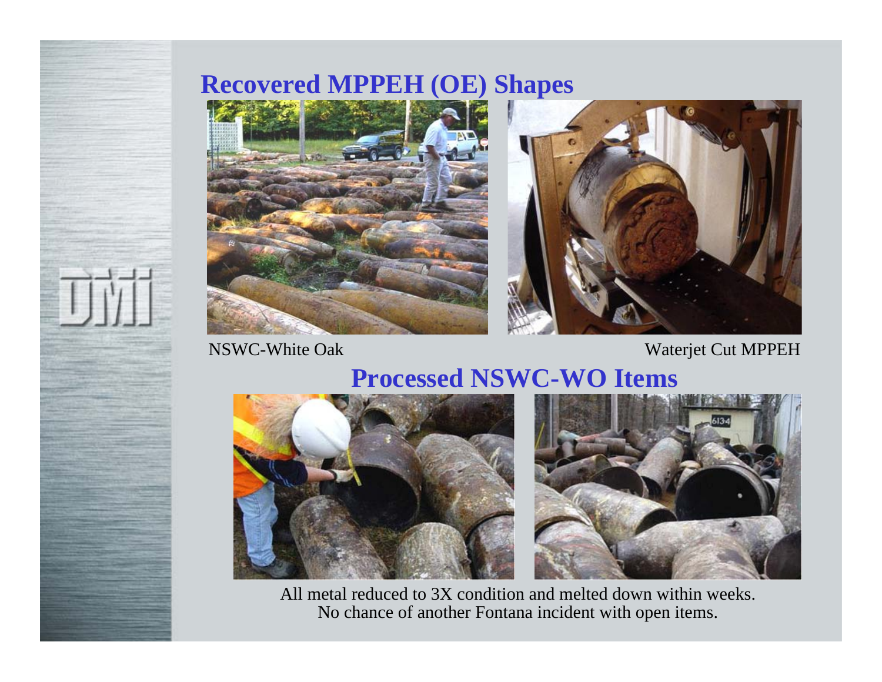# Recovered MPPEH (OE) Shapes

NSWC-White Oak

Waterjet Cut MPPEH

# Processed NSWC-WO Items

All metal reduced to 3X condition and melted down within weeks.
No chance of another Fontana incident with open items.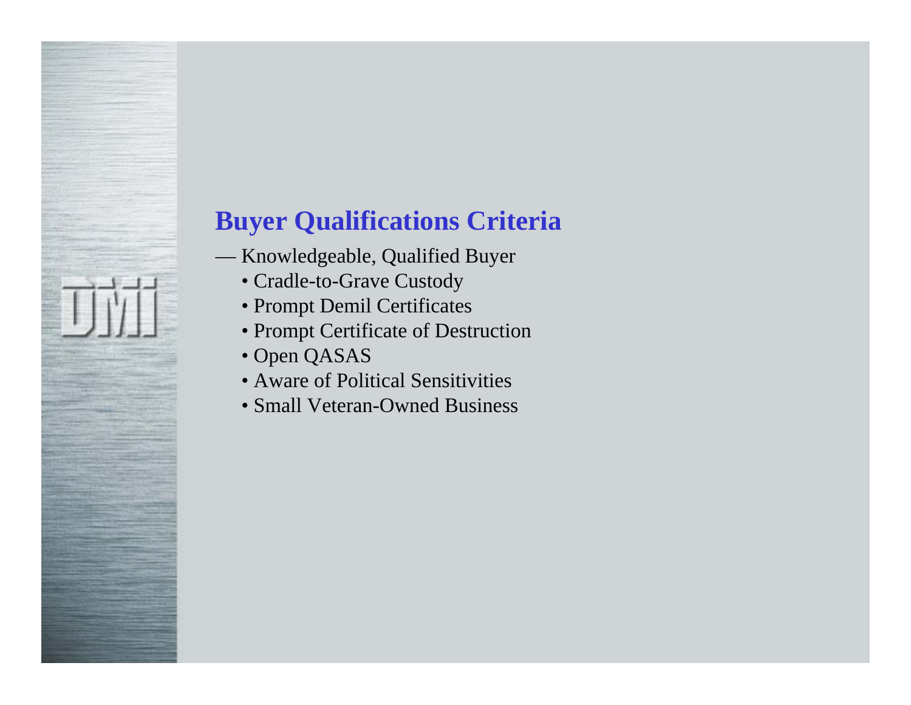## Buyer Qualifications Criteria

— Knowledgeable, Qualified Buyer

- Cradle-to-Grave Custody
- Prompt Demil Certificates
- Prompt Certificate of Destruction
- Open QASAS
- Aware of Political Sensitivities
- Small Veteran-Owned Business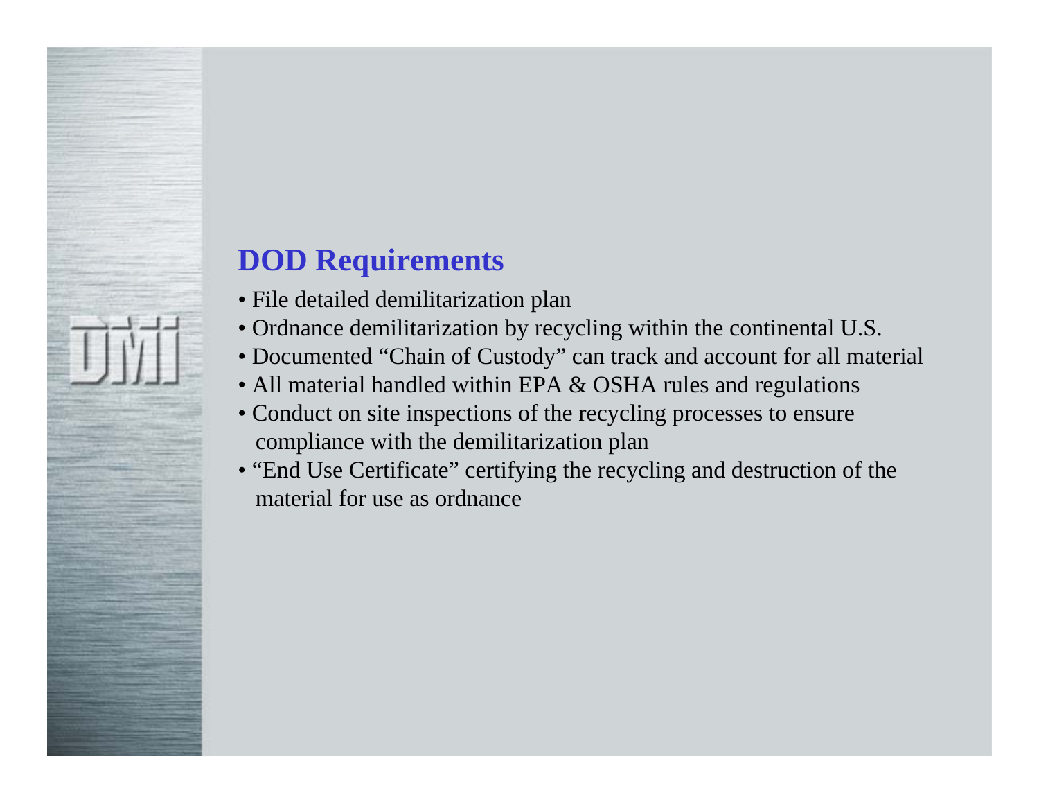## DOD Requirements

- File detailed demilitarization plan
- Ordnance demilitarization by recycling within the continental U.S.
- Documented "Chain of Custody" can track and account for all material
- All material handled within EPA & OSHA rules and regulations
- Conduct on site inspections of the recycling processes to ensure compliance with the demilitarization plan
- "End Use Certificate" certifying the recycling and destruction of the material for use as ordnance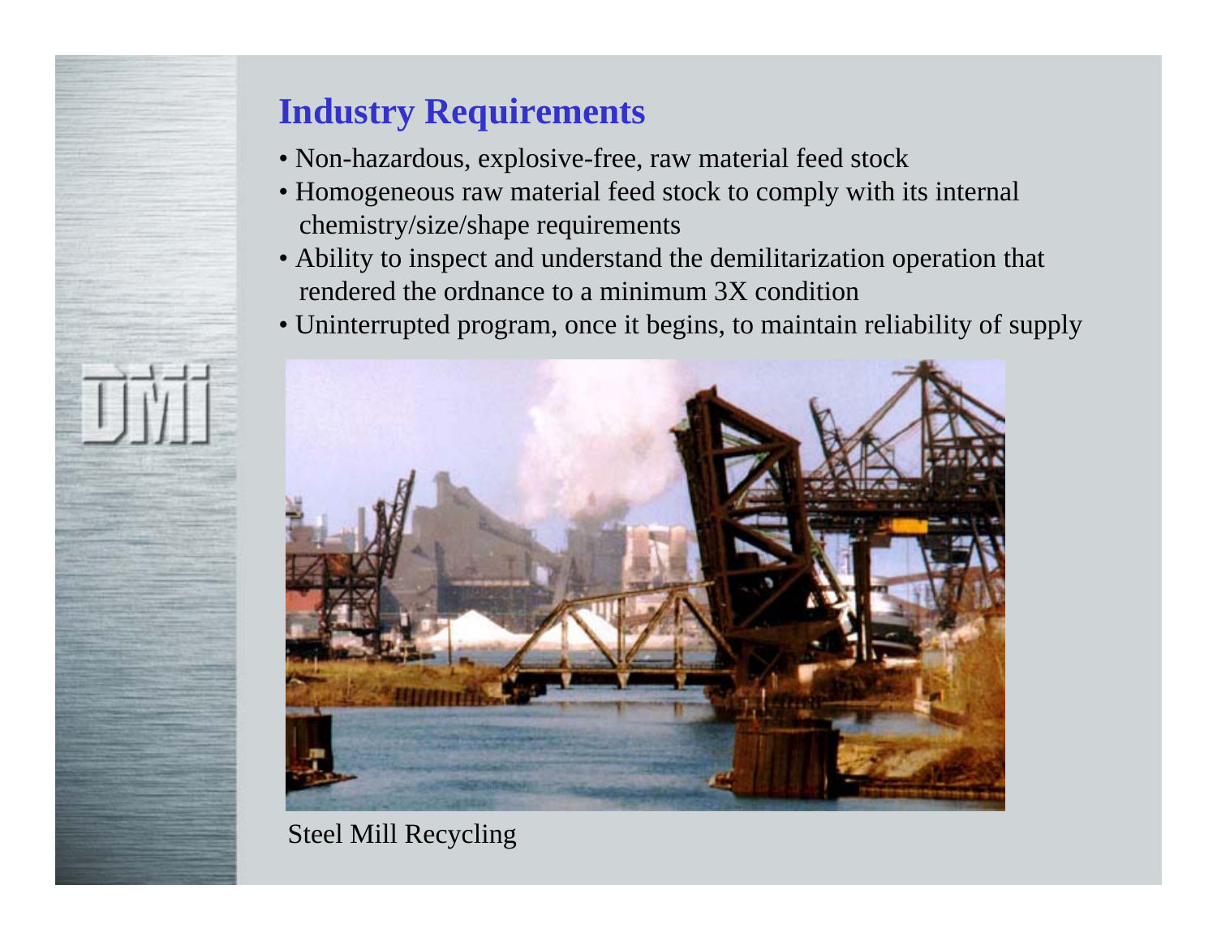## Industry Requirements

- Non-hazardous, explosive-free, raw material feed stock
- Homogeneous raw material feed stock to comply with its internal chemistry/size/shape requirements
- Ability to inspect and understand the demilitarization operation that rendered the ordnance to a minimum 3X condition
- Uninterrupted program, once it begins, to maintain reliability of supply

Steel Mill Recycling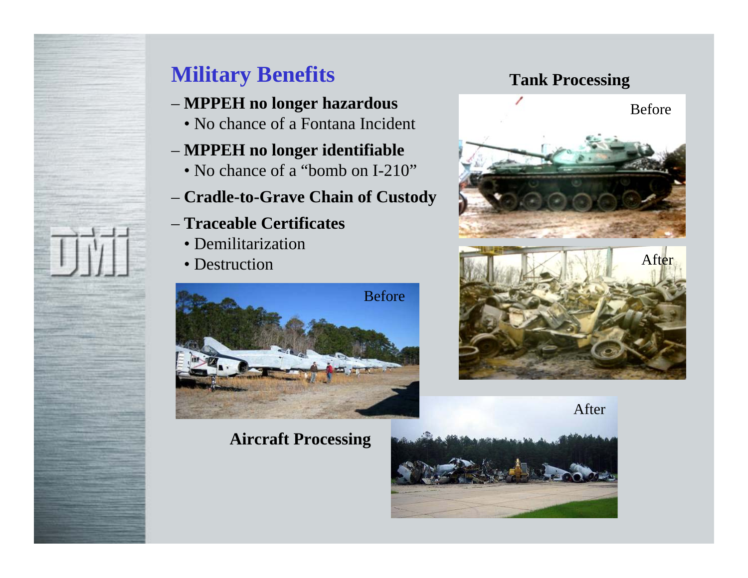# Military Benefits

- **MPPEH no longer hazardous**
  - No chance of a Fontana Incident
- **MPPEH no longer identifiable**
  - No chance of a "bomb on I-210"
- **Cradle-to-Grave Chain of Custody**
- **Traceable Certificates**
  - Demilitarization
  - Destruction

**Tank Processing**

Before

After

**Aircraft Processing**

Before

After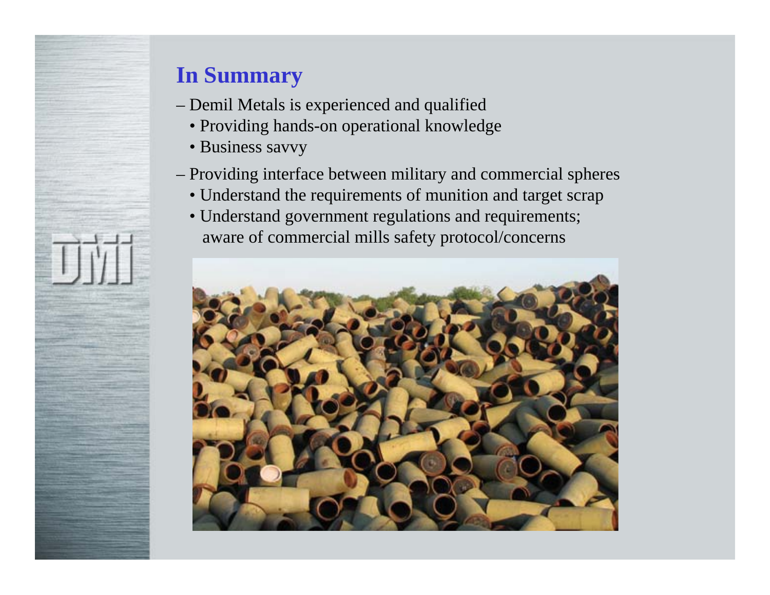## In Summary

- Demil Metals is experienced and qualified
  - Providing hands-on operational knowledge
  - Business savvy
- Providing interface between military and commercial spheres
  - Understand the requirements of munition and target scrap
  - Understand government regulations and requirements; aware of commercial mills safety protocol/concerns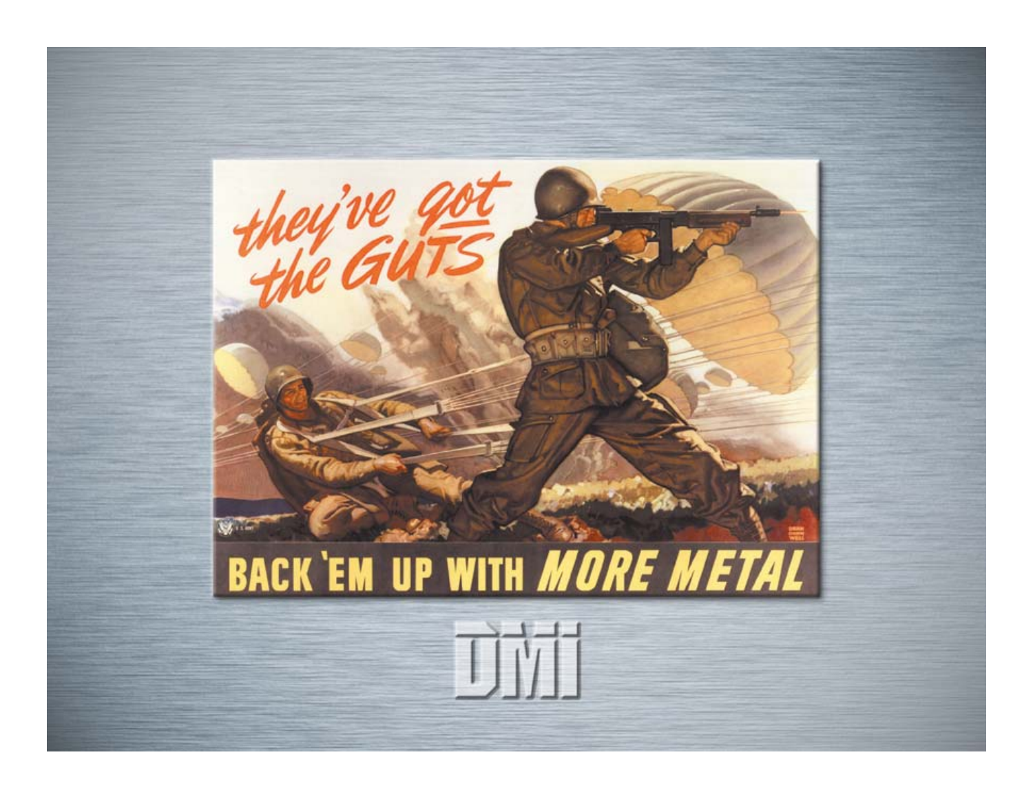they've got the GUTS

BACK 'EM UP WITH MORE METAL

DMI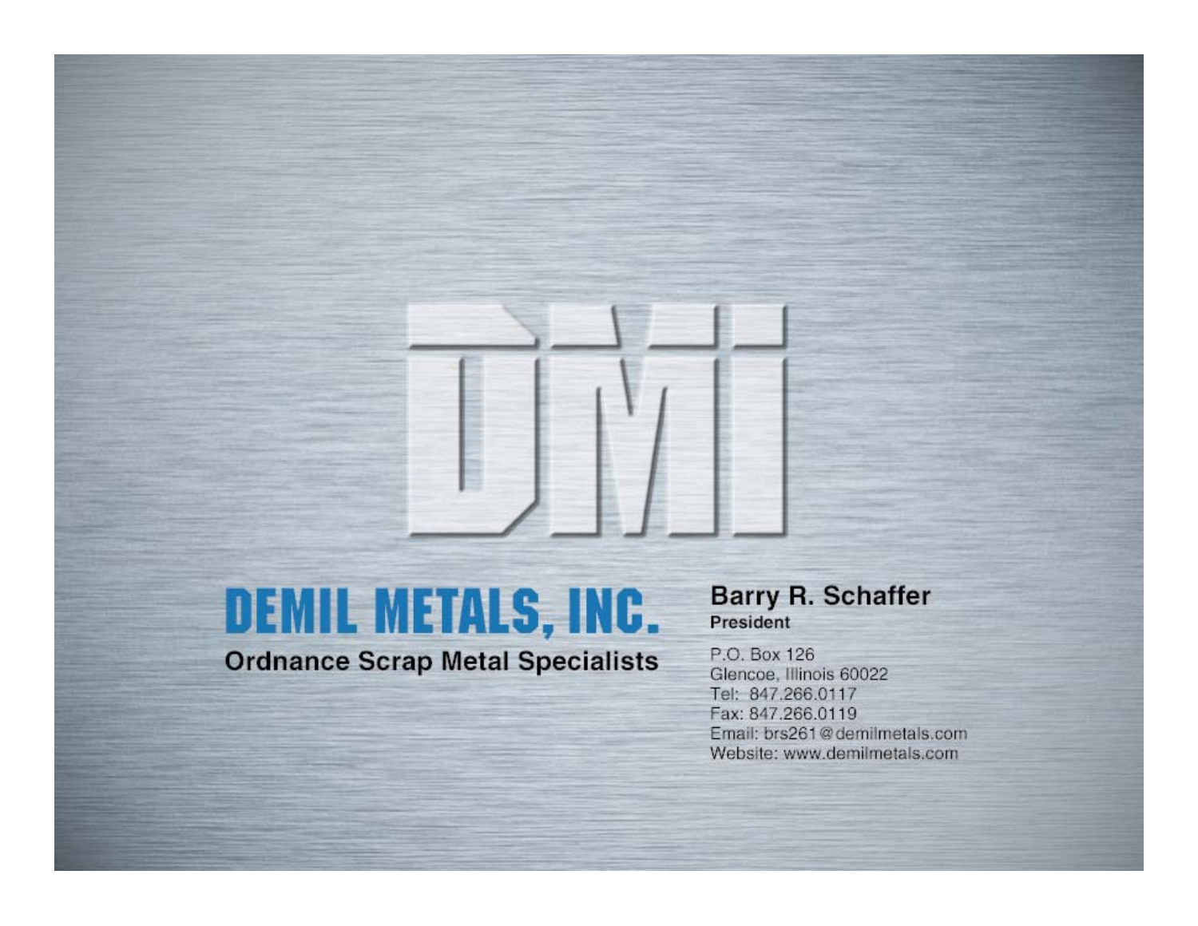DMI

# DEMIL METALS, INC.

**Ordnance Scrap Metal Specialists**

**Barry R. Schaffer**
**President**

P.O. Box 126
Glencoe, Illinois 60022
Tel: 847.266.0117
Fax: 847.266.0119
Email: brs261@demilmetals.com
Website: www.demilmetals.com